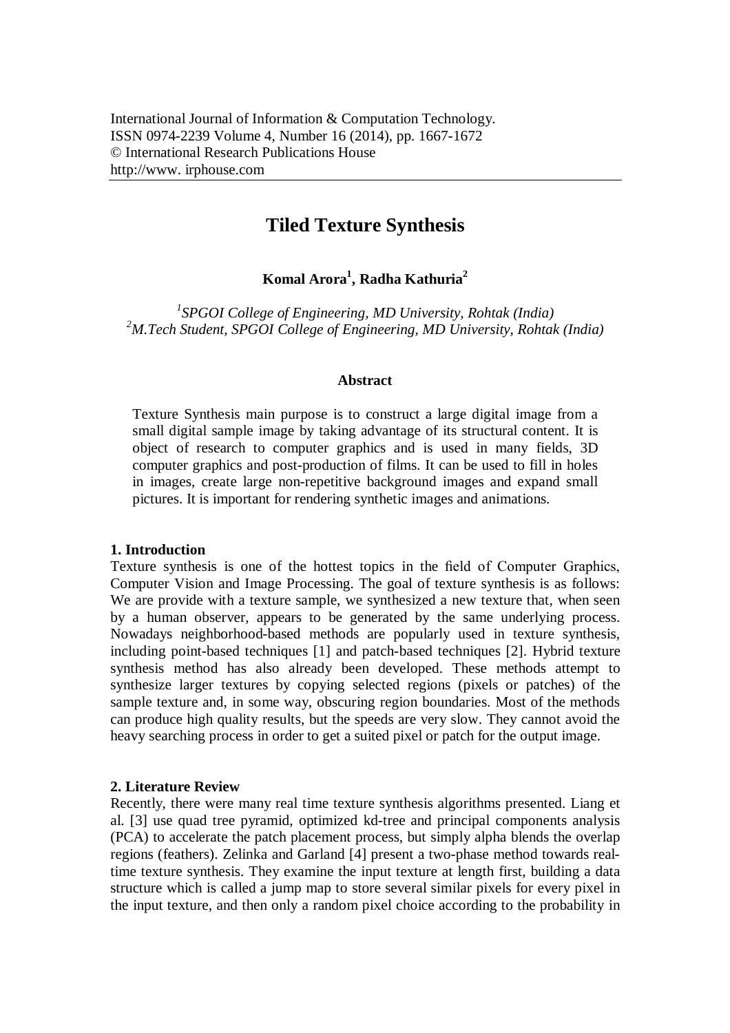# Tiled Texture Synthesis

**Komal Arora[1], Radha Kathuria[2]**

*[1]SPGOI College of Engineering, MD University, Rohtak (India)*
*[2]M.Tech Student, SPGOI College of Engineering, MD University, Rohtak (India)*

### Abstract

Texture Synthesis main purpose is to construct a large digital image from a small digital sample image by taking advantage of its structural content. It is object of research to computer graphics and is used in many fields, 3D computer graphics and post-production of films. It can be used to fill in holes in images, create large non-repetitive background images and expand small pictures. It is important for rendering synthetic images and animations.

## 1. Introduction

Texture synthesis is one of the hottest topics in the field of Computer Graphics, Computer Vision and Image Processing. The goal of texture synthesis is as follows: We are provide with a texture sample, we synthesized a new texture that, when seen by a human observer, appears to be generated by the same underlying process. Nowadays neighborhood-based methods are popularly used in texture synthesis, including point-based techniques [1] and patch-based techniques [2]. Hybrid texture synthesis method has also already been developed. These methods attempt to synthesize larger textures by copying selected regions (pixels or patches) of the sample texture and, in some way, obscuring region boundaries. Most of the methods can produce high quality results, but the speeds are very slow. They cannot avoid the heavy searching process in order to get a suited pixel or patch for the output image.

## 2. Literature Review

Recently, there were many real time texture synthesis algorithms presented. Liang et al. [3] use quad tree pyramid, optimized kd-tree and principal components analysis (PCA) to accelerate the patch placement process, but simply alpha blends the overlap regions (feathers). Zelinka and Garland [4] present a two-phase method towards real-time texture synthesis. They examine the input texture at length first, building a data structure which is called a jump map to store several similar pixels for every pixel in the input texture, and then only a random pixel choice according to the probability in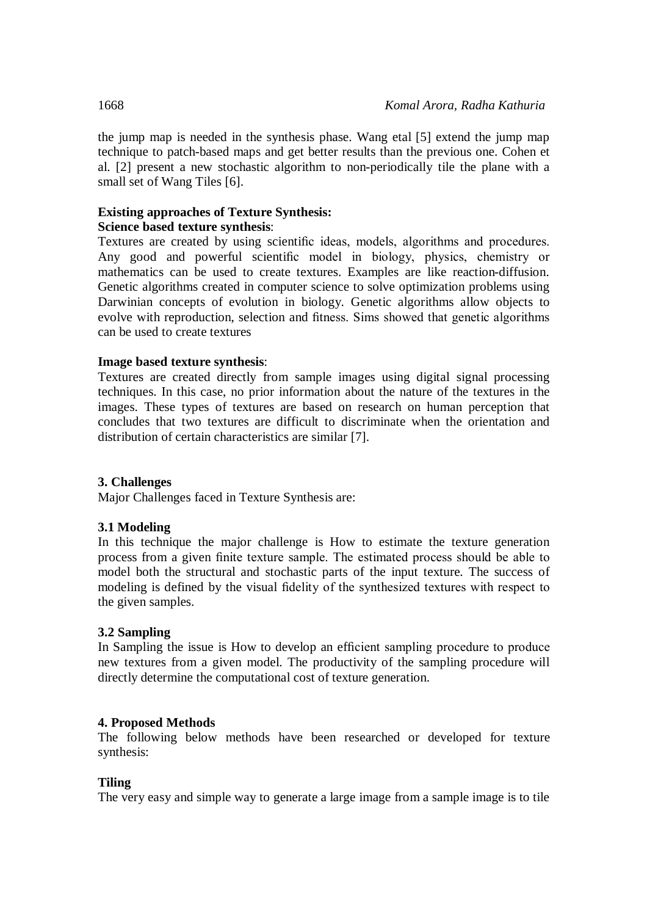the jump map is needed in the synthesis phase. Wang etal [5] extend the jump map technique to patch-based maps and get better results than the previous one. Cohen et al. [2] present a new stochastic algorithm to non-periodically tile the plane with a small set of Wang Tiles [6].

**Existing approaches of Texture Synthesis:**

**Science based texture synthesis**:

Textures are created by using scientific ideas, models, algorithms and procedures. Any good and powerful scientific model in biology, physics, chemistry or mathematics can be used to create textures. Examples are like reaction-diffusion. Genetic algorithms created in computer science to solve optimization problems using Darwinian concepts of evolution in biology. Genetic algorithms allow objects to evolve with reproduction, selection and fitness. Sims showed that genetic algorithms can be used to create textures

**Image based texture synthesis**:

Textures are created directly from sample images using digital signal processing techniques. In this case, no prior information about the nature of the textures in the images. These types of textures are based on research on human perception that concludes that two textures are difficult to discriminate when the orientation and distribution of certain characteristics are similar [7].

## 3. Challenges

Major Challenges faced in Texture Synthesis are:

### 3.1 Modeling

In this technique the major challenge is How to estimate the texture generation process from a given finite texture sample. The estimated process should be able to model both the structural and stochastic parts of the input texture. The success of modeling is defined by the visual fidelity of the synthesized textures with respect to the given samples.

### 3.2 Sampling

In Sampling the issue is How to develop an efficient sampling procedure to produce new textures from a given model. The productivity of the sampling procedure will directly determine the computational cost of texture generation.

## 4. Proposed Methods

The following below methods have been researched or developed for texture synthesis:

**Tiling**

The very easy and simple way to generate a large image from a sample image is to tile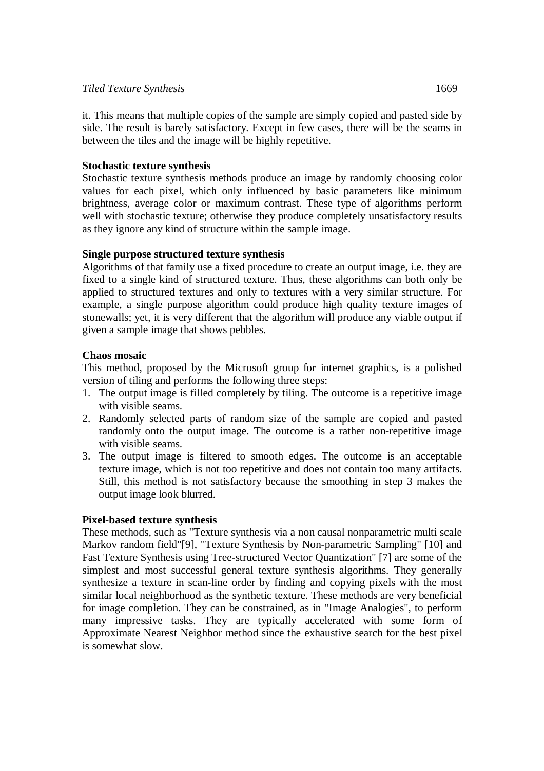it. This means that multiple copies of the sample are simply copied and pasted side by side. The result is barely satisfactory. Except in few cases, there will be the seams in between the tiles and the image will be highly repetitive.

**Stochastic texture synthesis**

Stochastic texture synthesis methods produce an image by randomly choosing color values for each pixel, which only influenced by basic parameters like minimum brightness, average color or maximum contrast. These type of algorithms perform well with stochastic texture; otherwise they produce completely unsatisfactory results as they ignore any kind of structure within the sample image.

**Single purpose structured texture synthesis**

Algorithms of that family use a fixed procedure to create an output image, i.e. they are fixed to a single kind of structured texture. Thus, these algorithms can both only be applied to structured textures and only to textures with a very similar structure. For example, a single purpose algorithm could produce high quality texture images of stonewalls; yet, it is very different that the algorithm will produce any viable output if given a sample image that shows pebbles.

**Chaos mosaic**

This method, proposed by the Microsoft group for internet graphics, is a polished version of tiling and performs the following three steps:

1. The output image is filled completely by tiling. The outcome is a repetitive image with visible seams.
2. Randomly selected parts of random size of the sample are copied and pasted randomly onto the output image. The outcome is a rather non-repetitive image with visible seams.
3. The output image is filtered to smooth edges. The outcome is an acceptable texture image, which is not too repetitive and does not contain too many artifacts. Still, this method is not satisfactory because the smoothing in step 3 makes the output image look blurred.

**Pixel-based texture synthesis**

These methods, such as "Texture synthesis via a non causal nonparametric multi scale Markov random field"[9], "Texture Synthesis by Non-parametric Sampling" [10] and Fast Texture Synthesis using Tree-structured Vector Quantization" [7] are some of the simplest and most successful general texture synthesis algorithms. They generally synthesize a texture in scan-line order by finding and copying pixels with the most similar local neighborhood as the synthetic texture. These methods are very beneficial for image completion. They can be constrained, as in "Image Analogies", to perform many impressive tasks. They are typically accelerated with some form of Approximate Nearest Neighbor method since the exhaustive search for the best pixel is somewhat slow.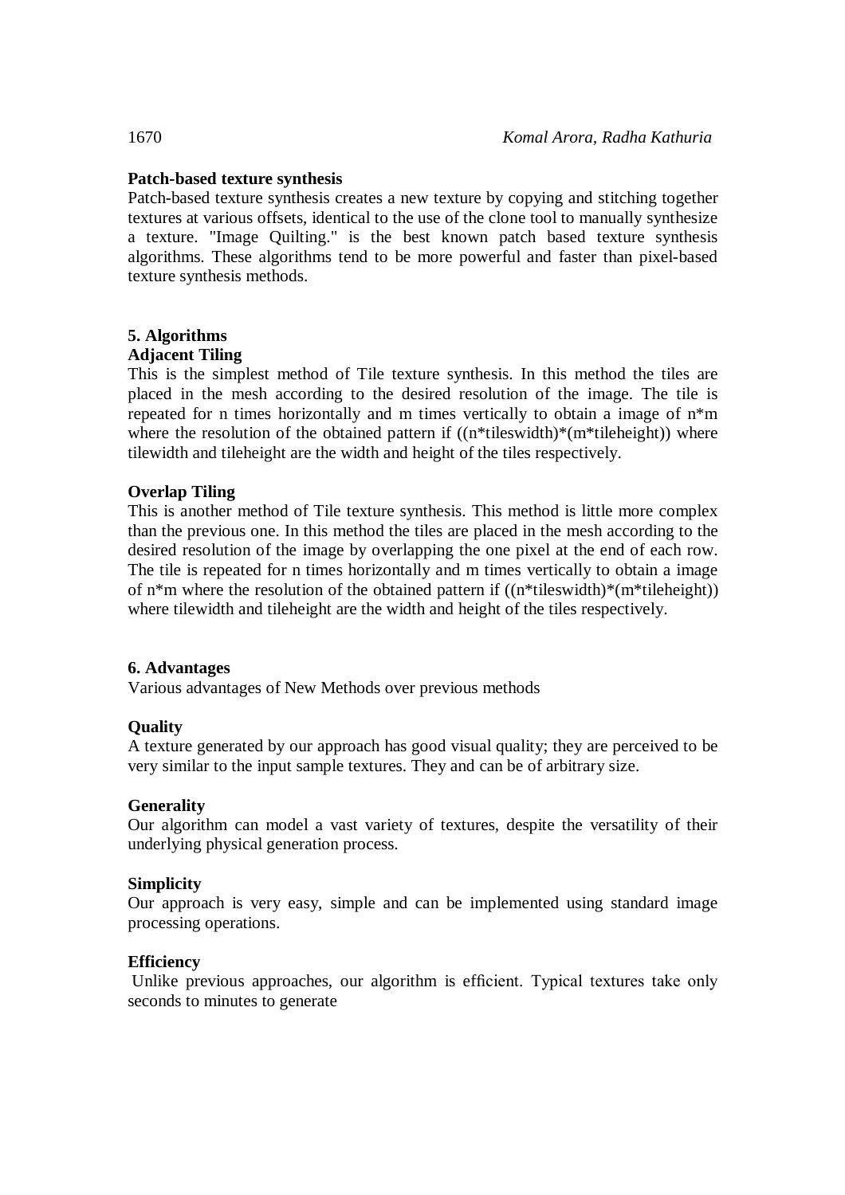**Patch-based texture synthesis**

Patch-based texture synthesis creates a new texture by copying and stitching together textures at various offsets, identical to the use of the clone tool to manually synthesize a texture. "Image Quilting." is the best known patch based texture synthesis algorithms. These algorithms tend to be more powerful and faster than pixel-based texture synthesis methods.

## 5. Algorithms

**Adjacent Tiling**

This is the simplest method of Tile texture synthesis. In this method the tiles are placed in the mesh according to the desired resolution of the image. The tile is repeated for n times horizontally and m times vertically to obtain a image of n*m where the resolution of the obtained pattern if ((n*tileswidth)*(m*tileheight)) where tilewidth and tileheight are the width and height of the tiles respectively.

**Overlap Tiling**

This is another method of Tile texture synthesis. This method is little more complex than the previous one. In this method the tiles are placed in the mesh according to the desired resolution of the image by overlapping the one pixel at the end of each row. The tile is repeated for n times horizontally and m times vertically to obtain a image of n*m where the resolution of the obtained pattern if ((n*tileswidth)*(m*tileheight)) where tilewidth and tileheight are the width and height of the tiles respectively.

## 6. Advantages

Various advantages of New Methods over previous methods

**Quality**

A texture generated by our approach has good visual quality; they are perceived to be very similar to the input sample textures. They and can be of arbitrary size.

**Generality**

Our algorithm can model a vast variety of textures, despite the versatility of their underlying physical generation process.

**Simplicity**

Our approach is very easy, simple and can be implemented using standard image processing operations.

**Efficiency**

Unlike previous approaches, our algorithm is efficient. Typical textures take only seconds to minutes to generate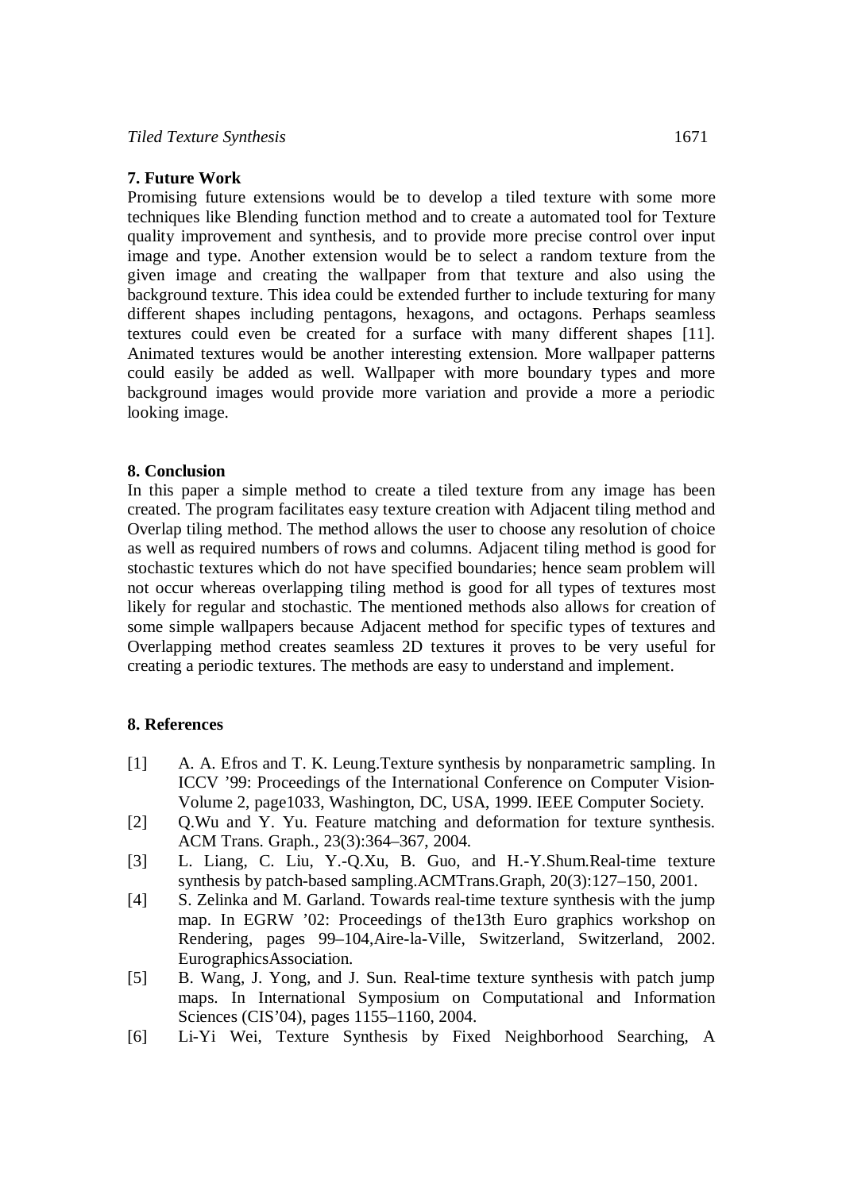## 7. Future Work

Promising future extensions would be to develop a tiled texture with some more techniques like Blending function method and to create a automated tool for Texture quality improvement and synthesis, and to provide more precise control over input image and type. Another extension would be to select a random texture from the given image and creating the wallpaper from that texture and also using the background texture. This idea could be extended further to include texturing for many different shapes including pentagons, hexagons, and octagons. Perhaps seamless textures could even be created for a surface with many different shapes [11]. Animated textures would be another interesting extension. More wallpaper patterns could easily be added as well. Wallpaper with more boundary types and more background images would provide more variation and provide a more a periodic looking image.

## 8. Conclusion

In this paper a simple method to create a tiled texture from any image has been created. The program facilitates easy texture creation with Adjacent tiling method and Overlap tiling method. The method allows the user to choose any resolution of choice as well as required numbers of rows and columns. Adjacent tiling method is good for stochastic textures which do not have specified boundaries; hence seam problem will not occur whereas overlapping tiling method is good for all types of textures most likely for regular and stochastic. The mentioned methods also allows for creation of some simple wallpapers because Adjacent method for specific types of textures and Overlapping method creates seamless 2D textures it proves to be very useful for creating a periodic textures. The methods are easy to understand and implement.

## 8. References

[1] A. A. Efros and T. K. Leung.Texture synthesis by nonparametric sampling. In ICCV '99: Proceedings of the International Conference on Computer Vision-Volume 2, page1033, Washington, DC, USA, 1999. IEEE Computer Society.

[2] Q.Wu and Y. Yu. Feature matching and deformation for texture synthesis. ACM Trans. Graph., 23(3):364–367, 2004.

[3] L. Liang, C. Liu, Y.-Q.Xu, B. Guo, and H.-Y.Shum.Real-time texture synthesis by patch-based sampling.ACMTrans.Graph, 20(3):127–150, 2001.

[4] S. Zelinka and M. Garland. Towards real-time texture synthesis with the jump map. In EGRW '02: Proceedings of the13th Euro graphics workshop on Rendering, pages 99–104,Aire-la-Ville, Switzerland, Switzerland, 2002. EurographicsAssociation.

[5] B. Wang, J. Yong, and J. Sun. Real-time texture synthesis with patch jump maps. In International Symposium on Computational and Information Sciences (CIS'04), pages 1155–1160, 2004.

[6] Li-Yi Wei, Texture Synthesis by Fixed Neighborhood Searching, A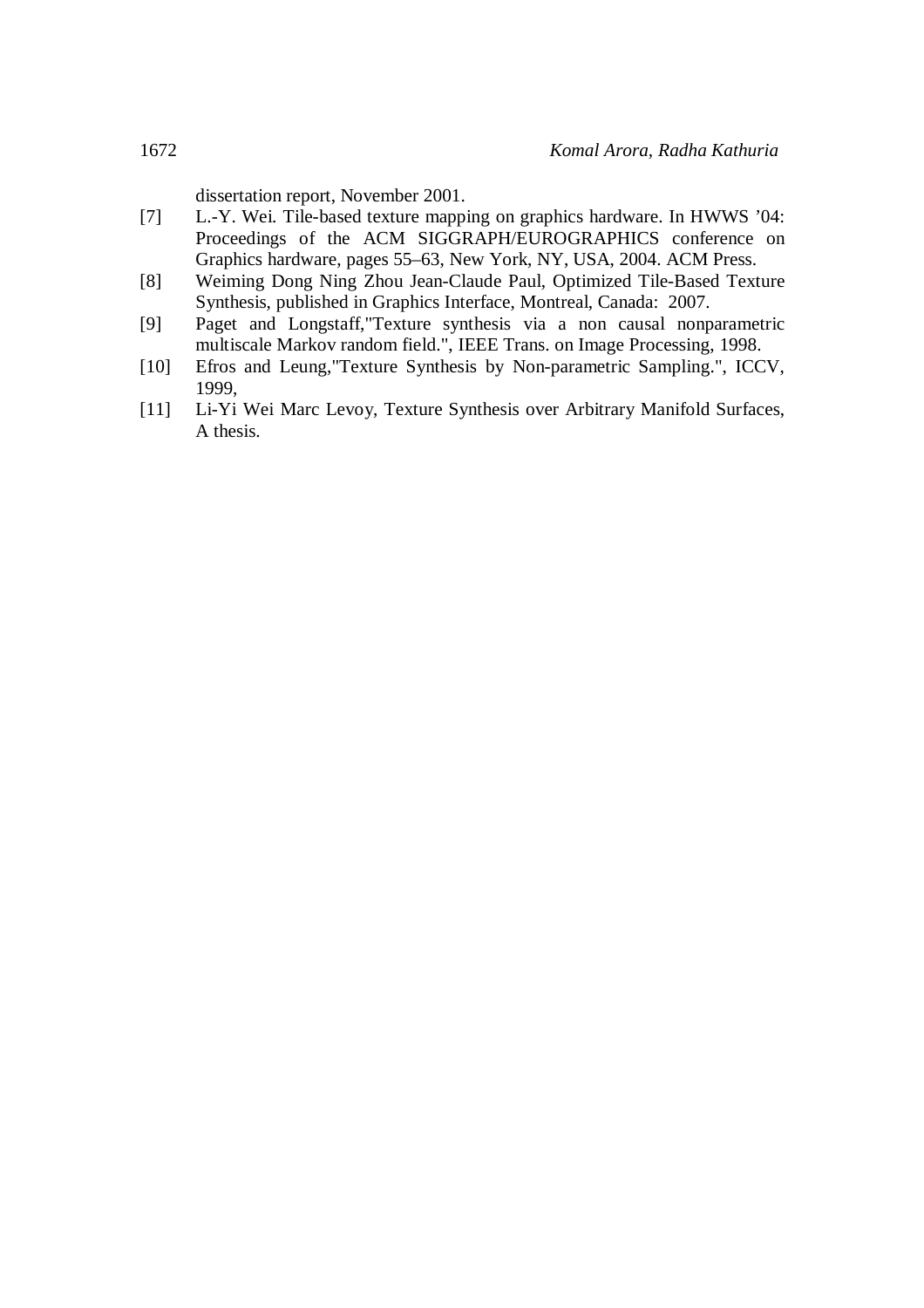dissertation report, November 2001.

[7] L.-Y. Wei. Tile-based texture mapping on graphics hardware. In HWWS '04: Proceedings of the ACM SIGGRAPH/EUROGRAPHICS conference on Graphics hardware, pages 55–63, New York, NY, USA, 2004. ACM Press.

[8] Weiming Dong Ning Zhou Jean-Claude Paul, Optimized Tile-Based Texture Synthesis, published in Graphics Interface, Montreal, Canada: 2007.

[9] Paget and Longstaff,"Texture synthesis via a non causal nonparametric multiscale Markov random field.", IEEE Trans. on Image Processing, 1998.

[10] Efros and Leung,"Texture Synthesis by Non-parametric Sampling.", ICCV, 1999,

[11] Li-Yi Wei Marc Levoy, Texture Synthesis over Arbitrary Manifold Surfaces, A thesis.